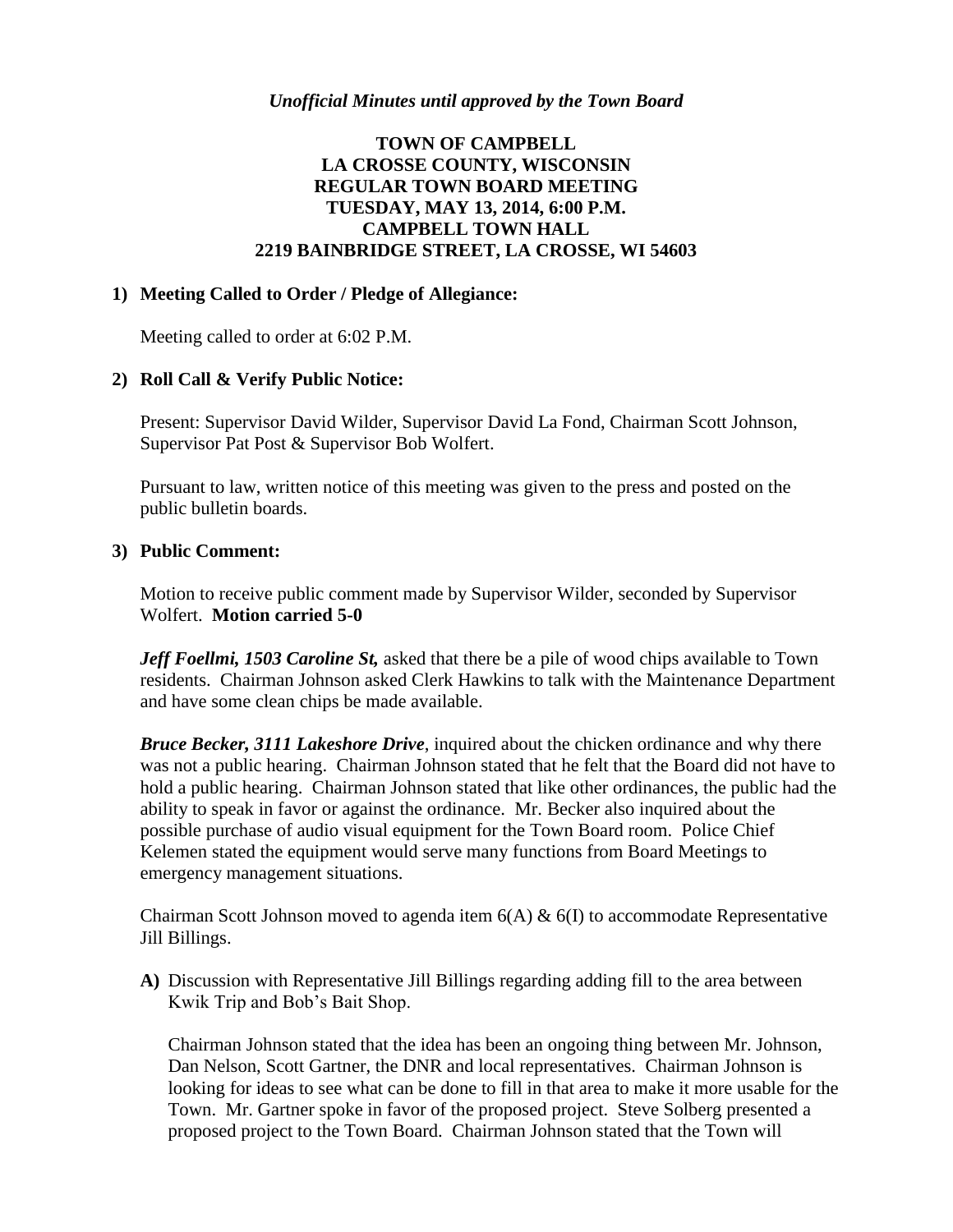*Unofficial Minutes until approved by the Town Board*

**TOWN OF CAMPBELL**
**LA CROSSE COUNTY, WISCONSIN**
**REGULAR TOWN BOARD MEETING**
**TUESDAY, MAY 13, 2014, 6:00 P.M.**
**CAMPBELL TOWN HALL**
**2219 BAINBRIDGE STREET, LA CROSSE, WI 54603**

**1) Meeting Called to Order / Pledge of Allegiance:**

Meeting called to order at 6:02 P.M.

**2) Roll Call & Verify Public Notice:**

Present: Supervisor David Wilder, Supervisor David La Fond, Chairman Scott Johnson, Supervisor Pat Post & Supervisor Bob Wolfert.

Pursuant to law, written notice of this meeting was given to the press and posted on the public bulletin boards.

**3) Public Comment:**

Motion to receive public comment made by Supervisor Wilder, seconded by Supervisor Wolfert. **Motion carried 5-0**

***Jeff Foellmi, 1503 Caroline St,*** asked that there be a pile of wood chips available to Town residents. Chairman Johnson asked Clerk Hawkins to talk with the Maintenance Department and have some clean chips be made available.

***Bruce Becker, 3111 Lakeshore Drive***, inquired about the chicken ordinance and why there was not a public hearing. Chairman Johnson stated that he felt that the Board did not have to hold a public hearing. Chairman Johnson stated that like other ordinances, the public had the ability to speak in favor or against the ordinance. Mr. Becker also inquired about the possible purchase of audio visual equipment for the Town Board room. Police Chief Kelemen stated the equipment would serve many functions from Board Meetings to emergency management situations.

Chairman Scott Johnson moved to agenda item 6(A) & 6(I) to accommodate Representative Jill Billings.

**A)** Discussion with Representative Jill Billings regarding adding fill to the area between Kwik Trip and Bob's Bait Shop.

Chairman Johnson stated that the idea has been an ongoing thing between Mr. Johnson, Dan Nelson, Scott Gartner, the DNR and local representatives. Chairman Johnson is looking for ideas to see what can be done to fill in that area to make it more usable for the Town. Mr. Gartner spoke in favor of the proposed project. Steve Solberg presented a proposed project to the Town Board. Chairman Johnson stated that the Town will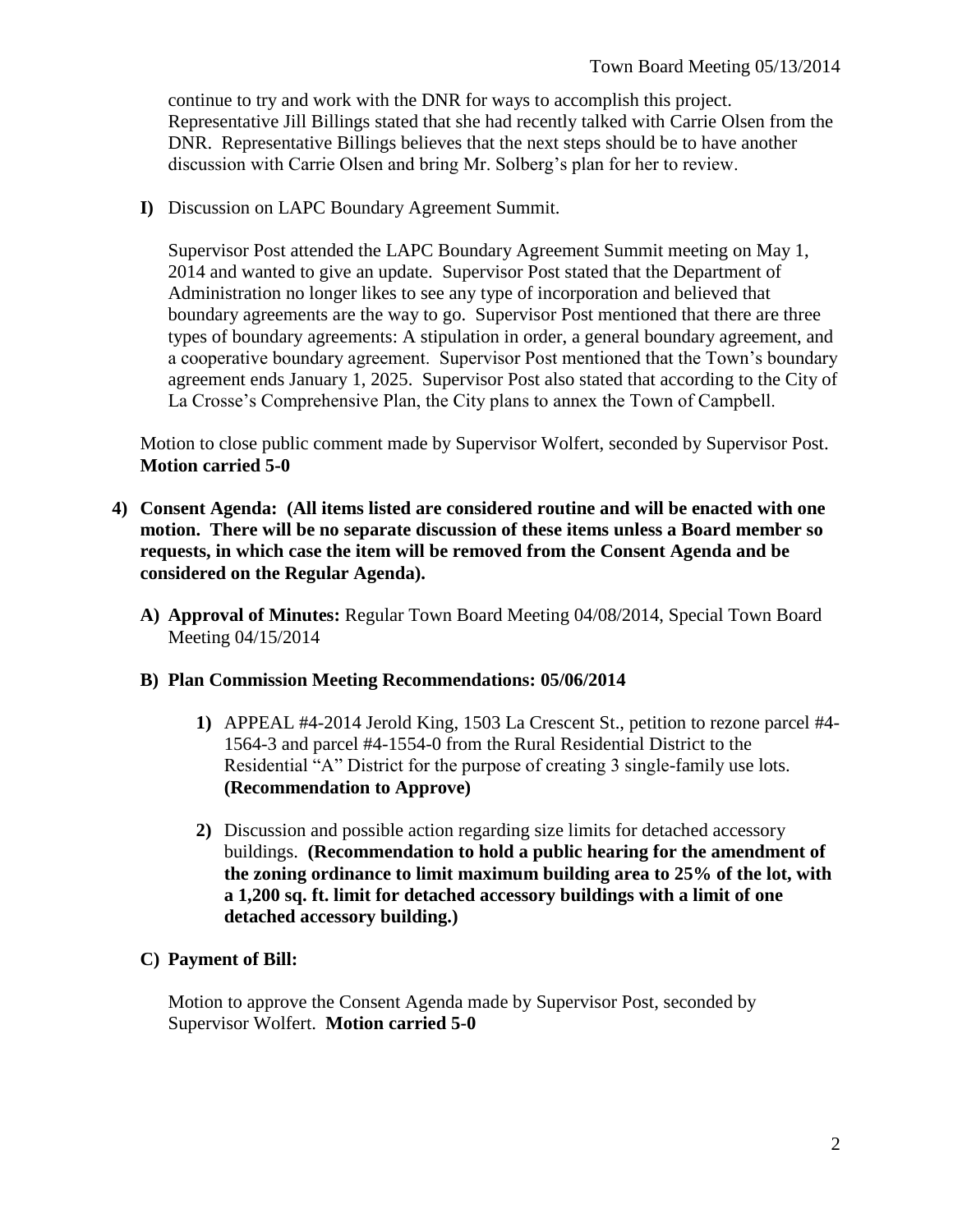continue to try and work with the DNR for ways to accomplish this project. Representative Jill Billings stated that she had recently talked with Carrie Olsen from the DNR. Representative Billings believes that the next steps should be to have another discussion with Carrie Olsen and bring Mr. Solberg's plan for her to review.

**I)** Discussion on LAPC Boundary Agreement Summit.

Supervisor Post attended the LAPC Boundary Agreement Summit meeting on May 1, 2014 and wanted to give an update. Supervisor Post stated that the Department of Administration no longer likes to see any type of incorporation and believed that boundary agreements are the way to go. Supervisor Post mentioned that there are three types of boundary agreements: A stipulation in order, a general boundary agreement, and a cooperative boundary agreement. Supervisor Post mentioned that the Town's boundary agreement ends January 1, 2025. Supervisor Post also stated that according to the City of La Crosse's Comprehensive Plan, the City plans to annex the Town of Campbell.

Motion to close public comment made by Supervisor Wolfert, seconded by Supervisor Post. **Motion carried 5-0**

**4) Consent Agenda: (All items listed are considered routine and will be enacted with one motion. There will be no separate discussion of these items unless a Board member so requests, in which case the item will be removed from the Consent Agenda and be considered on the Regular Agenda).**

**A) Approval of Minutes:** Regular Town Board Meeting 04/08/2014, Special Town Board Meeting 04/15/2014

**B) Plan Commission Meeting Recommendations: 05/06/2014**

**1)** APPEAL #4-2014 Jerold King, 1503 La Crescent St., petition to rezone parcel #4-1564-3 and parcel #4-1554-0 from the Rural Residential District to the Residential "A" District for the purpose of creating 3 single-family use lots. **(Recommendation to Approve)**

**2)** Discussion and possible action regarding size limits for detached accessory buildings. **(Recommendation to hold a public hearing for the amendment of the zoning ordinance to limit maximum building area to 25% of the lot, with a 1,200 sq. ft. limit for detached accessory buildings with a limit of one detached accessory building.)**

**C) Payment of Bill:**

Motion to approve the Consent Agenda made by Supervisor Post, seconded by Supervisor Wolfert. **Motion carried 5-0**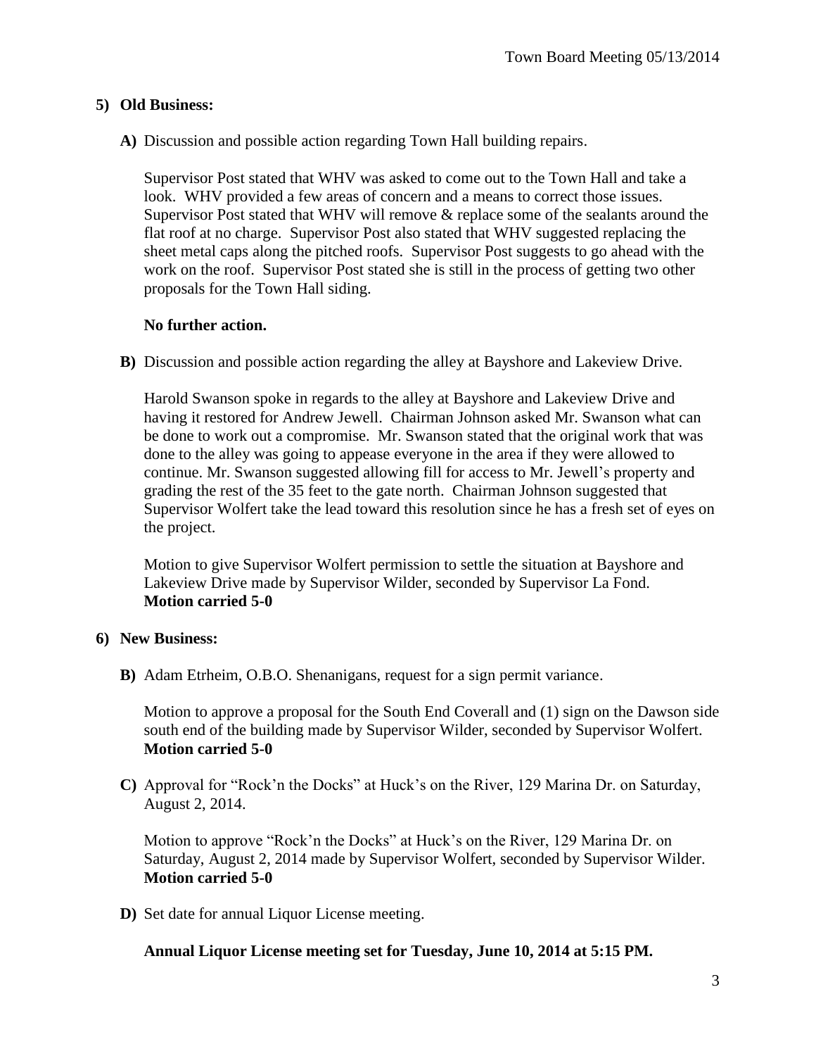**5) Old Business:**

**A)** Discussion and possible action regarding Town Hall building repairs.

Supervisor Post stated that WHV was asked to come out to the Town Hall and take a look. WHV provided a few areas of concern and a means to correct those issues. Supervisor Post stated that WHV will remove & replace some of the sealants around the flat roof at no charge. Supervisor Post also stated that WHV suggested replacing the sheet metal caps along the pitched roofs. Supervisor Post suggests to go ahead with the work on the roof. Supervisor Post stated she is still in the process of getting two other proposals for the Town Hall siding.

**No further action.**

**B)** Discussion and possible action regarding the alley at Bayshore and Lakeview Drive.

Harold Swanson spoke in regards to the alley at Bayshore and Lakeview Drive and having it restored for Andrew Jewell. Chairman Johnson asked Mr. Swanson what can be done to work out a compromise. Mr. Swanson stated that the original work that was done to the alley was going to appease everyone in the area if they were allowed to continue. Mr. Swanson suggested allowing fill for access to Mr. Jewell's property and grading the rest of the 35 feet to the gate north. Chairman Johnson suggested that Supervisor Wolfert take the lead toward this resolution since he has a fresh set of eyes on the project.

Motion to give Supervisor Wolfert permission to settle the situation at Bayshore and Lakeview Drive made by Supervisor Wilder, seconded by Supervisor La Fond.
**Motion carried 5-0**

**6) New Business:**

**B)** Adam Etrheim, O.B.O. Shenanigans, request for a sign permit variance.

Motion to approve a proposal for the South End Coverall and (1) sign on the Dawson side south end of the building made by Supervisor Wilder, seconded by Supervisor Wolfert.
**Motion carried 5-0**

**C)** Approval for "Rock'n the Docks" at Huck's on the River, 129 Marina Dr. on Saturday, August 2, 2014.

Motion to approve "Rock'n the Docks" at Huck's on the River, 129 Marina Dr. on Saturday, August 2, 2014 made by Supervisor Wolfert, seconded by Supervisor Wilder.
**Motion carried 5-0**

**D)** Set date for annual Liquor License meeting.

**Annual Liquor License meeting set for Tuesday, June 10, 2014 at 5:15 PM.**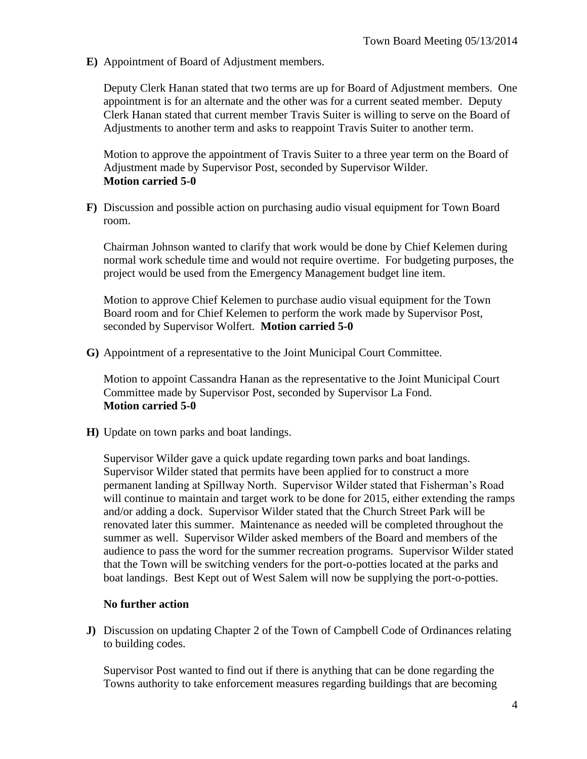**E)** Appointment of Board of Adjustment members.

Deputy Clerk Hanan stated that two terms are up for Board of Adjustment members. One appointment is for an alternate and the other was for a current seated member. Deputy Clerk Hanan stated that current member Travis Suiter is willing to serve on the Board of Adjustments to another term and asks to reappoint Travis Suiter to another term.

Motion to approve the appointment of Travis Suiter to a three year term on the Board of Adjustment made by Supervisor Post, seconded by Supervisor Wilder.
**Motion carried 5-0**

**F)** Discussion and possible action on purchasing audio visual equipment for Town Board room.

Chairman Johnson wanted to clarify that work would be done by Chief Kelemen during normal work schedule time and would not require overtime. For budgeting purposes, the project would be used from the Emergency Management budget line item.

Motion to approve Chief Kelemen to purchase audio visual equipment for the Town Board room and for Chief Kelemen to perform the work made by Supervisor Post, seconded by Supervisor Wolfert. **Motion carried 5-0**

**G)** Appointment of a representative to the Joint Municipal Court Committee.

Motion to appoint Cassandra Hanan as the representative to the Joint Municipal Court Committee made by Supervisor Post, seconded by Supervisor La Fond.
**Motion carried 5-0**

**H)** Update on town parks and boat landings.

Supervisor Wilder gave a quick update regarding town parks and boat landings. Supervisor Wilder stated that permits have been applied for to construct a more permanent landing at Spillway North. Supervisor Wilder stated that Fisherman's Road will continue to maintain and target work to be done for 2015, either extending the ramps and/or adding a dock. Supervisor Wilder stated that the Church Street Park will be renovated later this summer. Maintenance as needed will be completed throughout the summer as well. Supervisor Wilder asked members of the Board and members of the audience to pass the word for the summer recreation programs. Supervisor Wilder stated that the Town will be switching venders for the port-o-potties located at the parks and boat landings. Best Kept out of West Salem will now be supplying the port-o-potties.

**No further action**

**J)** Discussion on updating Chapter 2 of the Town of Campbell Code of Ordinances relating to building codes.

Supervisor Post wanted to find out if there is anything that can be done regarding the Towns authority to take enforcement measures regarding buildings that are becoming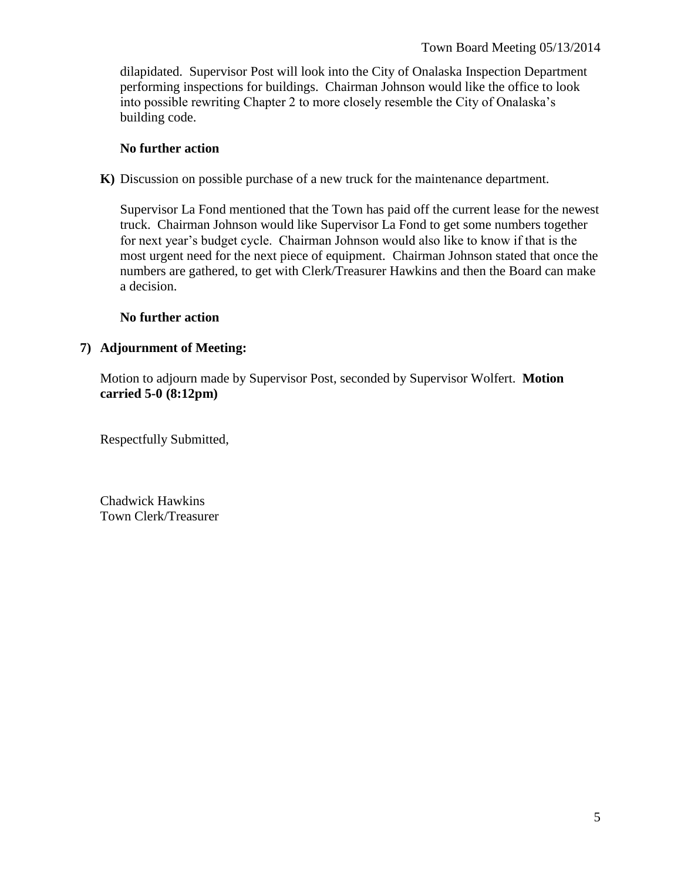dilapidated. Supervisor Post will look into the City of Onalaska Inspection Department performing inspections for buildings. Chairman Johnson would like the office to look into possible rewriting Chapter 2 to more closely resemble the City of Onalaska's building code.

**No further action**

**K)** Discussion on possible purchase of a new truck for the maintenance department.

Supervisor La Fond mentioned that the Town has paid off the current lease for the newest truck. Chairman Johnson would like Supervisor La Fond to get some numbers together for next year's budget cycle. Chairman Johnson would also like to know if that is the most urgent need for the next piece of equipment. Chairman Johnson stated that once the numbers are gathered, to get with Clerk/Treasurer Hawkins and then the Board can make a decision.

**No further action**

**7) Adjournment of Meeting:**

Motion to adjourn made by Supervisor Post, seconded by Supervisor Wolfert. **Motion carried 5-0 (8:12pm)**

Respectfully Submitted,

Chadwick Hawkins
Town Clerk/Treasurer